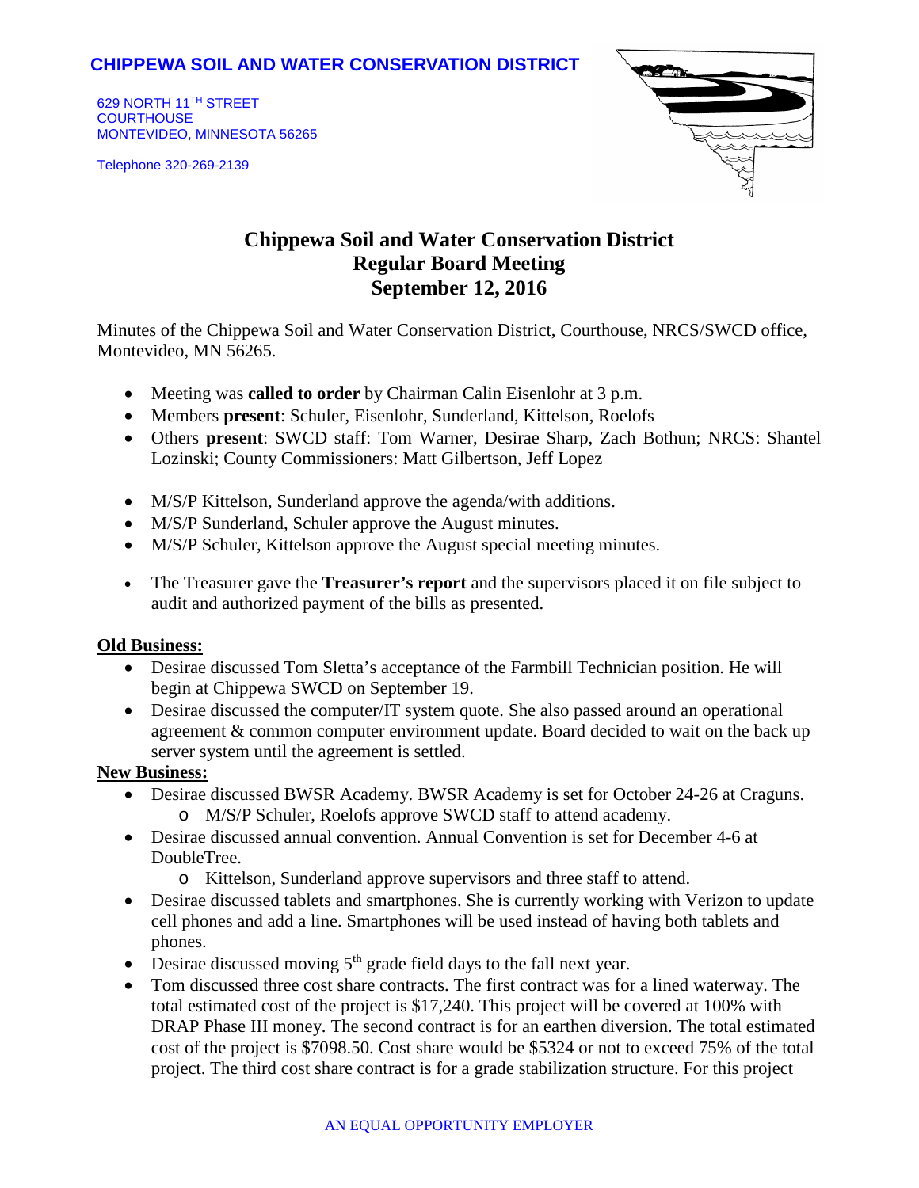**CHIPPEWA SOIL AND WATER CONSERVATION DISTRICT**

629 NORTH 11TH STREET
COURTHOUSE
MONTEVIDEO, MINNESOTA 56265

Telephone 320-269-2139

# Chippewa Soil and Water Conservation District
## Regular Board Meeting
## September 12, 2016

Minutes of the Chippewa Soil and Water Conservation District, Courthouse, NRCS/SWCD office, Montevideo, MN 56265.

- Meeting was **called to order** by Chairman Calin Eisenlohr at 3 p.m.
- Members **present**: Schuler, Eisenlohr, Sunderland, Kittelson, Roelofs
- Others **present**: SWCD staff: Tom Warner, Desirae Sharp, Zach Bothun; NRCS: Shantel Lozinski; County Commissioners: Matt Gilbertson, Jeff Lopez

- M/S/P Kittelson, Sunderland approve the agenda/with additions.
- M/S/P Sunderland, Schuler approve the August minutes.
- M/S/P Schuler, Kittelson approve the August special meeting minutes.

- The Treasurer gave the **Treasurer's report** and the supervisors placed it on file subject to audit and authorized payment of the bills as presented.

**Old Business:**

- Desirae discussed Tom Sletta's acceptance of the Farmbill Technician position. He will begin at Chippewa SWCD on September 19.
- Desirae discussed the computer/IT system quote. She also passed around an operational agreement & common computer environment update. Board decided to wait on the back up server system until the agreement is settled.

**New Business:**

- Desirae discussed BWSR Academy. BWSR Academy is set for October 24-26 at Craguns.
  - M/S/P Schuler, Roelofs approve SWCD staff to attend academy.
- Desirae discussed annual convention. Annual Convention is set for December 4-6 at DoubleTree.
  - Kittelson, Sunderland approve supervisors and three staff to attend.
- Desirae discussed tablets and smartphones. She is currently working with Verizon to update cell phones and add a line. Smartphones will be used instead of having both tablets and phones.
- Desirae discussed moving 5th grade field days to the fall next year.
- Tom discussed three cost share contracts. The first contract was for a lined waterway. The total estimated cost of the project is $17,240. This project will be covered at 100% with DRAP Phase III money. The second contract is for an earthen diversion. The total estimated cost of the project is $7098.50. Cost share would be $5324 or not to exceed 75% of the total project. The third cost share contract is for a grade stabilization structure. For this project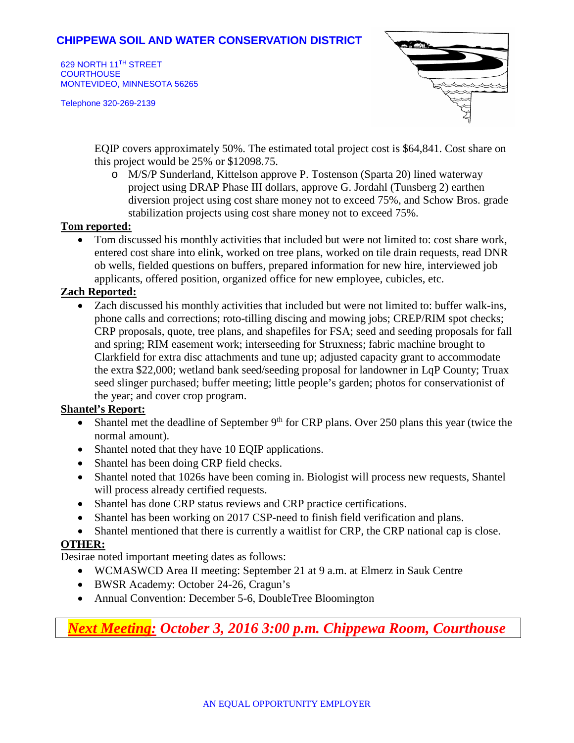# CHIPPEWA SOIL AND WATER CONSERVATION DISTRICT

629 NORTH 11TH STREET
COURTHOUSE
MONTEVIDEO, MINNESOTA 56265

Telephone 320-269-2139

EQIP covers approximately 50%. The estimated total project cost is $64,841. Cost share on this project would be 25% or $12098.75.

- M/S/P Sunderland, Kittelson approve P. Tostenson (Sparta 20) lined waterway project using DRAP Phase III dollars, approve G. Jordahl (Tunsberg 2) earthen diversion project using cost share money not to exceed 75%, and Schow Bros. grade stabilization projects using cost share money not to exceed 75%.

**Tom reported:**

- Tom discussed his monthly activities that included but were not limited to: cost share work, entered cost share into elink, worked on tree plans, worked on tile drain requests, read DNR ob wells, fielded questions on buffers, prepared information for new hire, interviewed job applicants, offered position, organized office for new employee, cubicles, etc.

**Zach Reported:**

- Zach discussed his monthly activities that included but were not limited to: buffer walk-ins, phone calls and corrections; roto-tilling discing and mowing jobs; CREP/RIM spot checks; CRP proposals, quote, tree plans, and shapefiles for FSA; seed and seeding proposals for fall and spring; RIM easement work; interseeding for Struxness; fabric machine brought to Clarkfield for extra disc attachments and tune up; adjusted capacity grant to accommodate the extra $22,000; wetland bank seed/seeding proposal for landowner in LqP County; Truax seed slinger purchased; buffer meeting; little people's garden; photos for conservationist of the year; and cover crop program.

**Shantel's Report:**

- Shantel met the deadline of September 9th for CRP plans. Over 250 plans this year (twice the normal amount).
- Shantel noted that they have 10 EQIP applications.
- Shantel has been doing CRP field checks.
- Shantel noted that 1026s have been coming in. Biologist will process new requests, Shantel will process already certified requests.
- Shantel has done CRP status reviews and CRP practice certifications.
- Shantel has been working on 2017 CSP-need to finish field verification and plans.
- Shantel mentioned that there is currently a waitlist for CRP, the CRP national cap is close.

**OTHER:**

Desirae noted important meeting dates as follows:

- WCMASWCD Area II meeting: September 21 at 9 a.m. at Elmerz in Sauk Centre
- BWSR Academy: October 24-26, Cragun's
- Annual Convention: December 5-6, DoubleTree Bloomington

***Next Meeting: October 3, 2016 3:00 p.m. Chippewa Room, Courthouse***

AN EQUAL OPPORTUNITY EMPLOYER